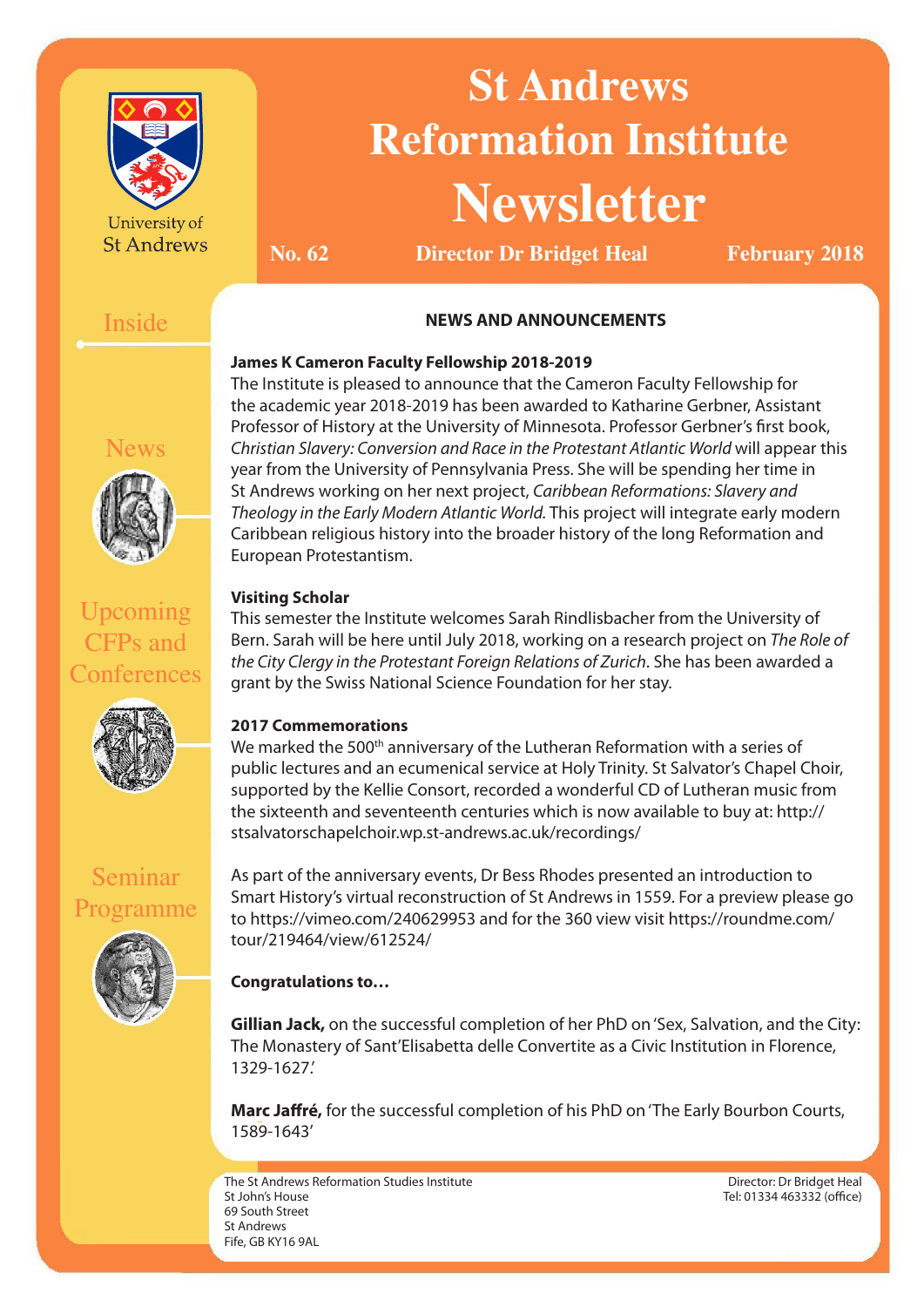University of St Andrews

# St Andrews Reformation Institute Newsletter

**No. 62** | **Director Dr Bridget Heal** | **February 2018**

Inside

News

Upcoming CFPs and Conferences

Seminar Programme

## NEWS AND ANNOUNCEMENTS

### James K Cameron Faculty Fellowship 2018-2019

The Institute is pleased to announce that the Cameron Faculty Fellowship for the academic year 2018-2019 has been awarded to Katharine Gerbner, Assistant Professor of History at the University of Minnesota. Professor Gerbner's first book, *Christian Slavery: Conversion and Race in the Protestant Atlantic World* will appear this year from the University of Pennsylvania Press. She will be spending her time in St Andrews working on her next project, *Caribbean Reformations: Slavery and Theology in the Early Modern Atlantic World.* This project will integrate early modern Caribbean religious history into the broader history of the long Reformation and European Protestantism.

### Visiting Scholar

This semester the Institute welcomes Sarah Rindlisbacher from the University of Bern. Sarah will be here until July 2018, working on a research project on *The Role of the City Clergy in the Protestant Foreign Relations of Zurich*. She has been awarded a grant by the Swiss National Science Foundation for her stay.

### 2017 Commemorations

We marked the 500th anniversary of the Lutheran Reformation with a series of public lectures and an ecumenical service at Holy Trinity. St Salvator's Chapel Choir, supported by the Kellie Consort, recorded a wonderful CD of Lutheran music from the sixteenth and seventeenth centuries which is now available to buy at: http://stsalvatorschapelchoir.wp.st-andrews.ac.uk/recordings/

As part of the anniversary events, Dr Bess Rhodes presented an introduction to Smart History's virtual reconstruction of St Andrews in 1559. For a preview please go to https://vimeo.com/240629953 and for the 360 view visit https://roundme.com/tour/219464/view/612524/

### Congratulations to…

**Gillian Jack,** on the successful completion of her PhD on 'Sex, Salvation, and the City: The Monastery of Sant'Elisabetta delle Convertite as a Civic Institution in Florence, 1329-1627.'

**Marc Jaffré,** for the successful completion of his PhD on 'The Early Bourbon Courts, 1589-1643'

The St Andrews Reformation Studies Institute
St John's House
69 South Street
St Andrews
Fife, GB KY16 9AL

Director: Dr Bridget Heal
Tel: 01334 463332 (office)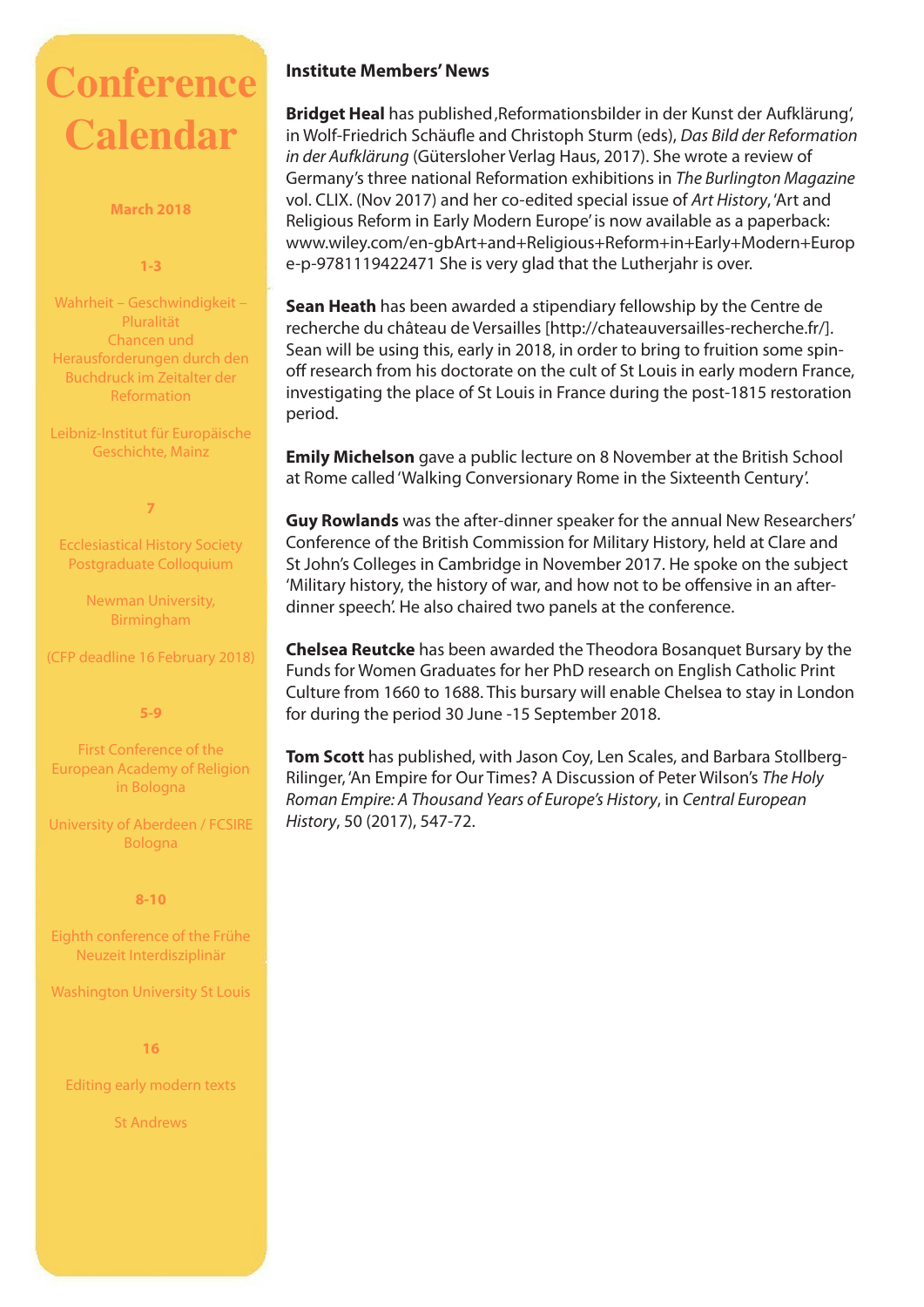# Conference Calendar

**March 2018**

**1-3**

Wahrheit – Geschwindigkeit – Pluralität
Chancen und Herausforderungen durch den Buchdruck im Zeitalter der Reformation

Leibniz-Institut für Europäische Geschichte, Mainz

**7**

Ecclesiastical History Society Postgraduate Colloquium

Newman University, Birmingham

(CFP deadline 16 February 2018)

**5-9**

First Conference of the European Academy of Religion in Bologna

University of Aberdeen / FCSIRE Bologna

**8-10**

Eighth conference of the Frühe Neuzeit Interdisziplinär

Washington University St Louis

**16**

Editing early modern texts

St Andrews

## Institute Members' News

**Bridget Heal** has published ‚Reformationsbilder in der Kunst der Aufklärung', in Wolf-Friedrich Schäufle and Christoph Sturm (eds), *Das Bild der Reformation in der Aufklärung* (Güterslohe­r Verlag Haus, 2017). She wrote a review of Germany's three national Reformation exhibitions in *The Burlington Magazine* vol. CLIX. (Nov 2017) and her co-edited special issue of *Art History*, 'Art and Religious Reform in Early Modern Europe' is now available as a paperback: www.wiley.com/en-gbArt+and+Religious+Reform+in+Early+Modern+Europe-p-9781119422471 She is very glad that the Lutherjahr is over.

**Sean Heath** has been awarded a stipendiary fellowship by the Centre de recherche du château de Versailles [http://chateauversailles-recherche.fr/]. Sean will be using this, early in 2018, in order to bring to fruition some spin-off research from his doctorate on the cult of St Louis in early modern France, investigating the place of St Louis in France during the post-1815 restoration period.

**Emily Michelson** gave a public lecture on 8 November at the British School at Rome called 'Walking Conversionary Rome in the Sixteenth Century'.

**Guy Rowlands** was the after-dinner speaker for the annual New Researchers' Conference of the British Commission for Military History, held at Clare and St John's Colleges in Cambridge in November 2017. He spoke on the subject 'Military history, the history of war, and how not to be offensive in an after-dinner speech'. He also chaired two panels at the conference.

**Chelsea Reutcke** has been awarded the Theodora Bosanquet Bursary by the Funds for Women Graduates for her PhD research on English Catholic Print Culture from 1660 to 1688. This bursary will enable Chelsea to stay in London for during the period 30 June -15 September 2018.

**Tom Scott** has published, with Jason Coy, Len Scales, and Barbara Stollberg-Rilinger, 'An Empire for Our Times? A Discussion of Peter Wilson's *The Holy Roman Empire: A Thousand Years of Europe's History*, in *Central European History*, 50 (2017), 547-72.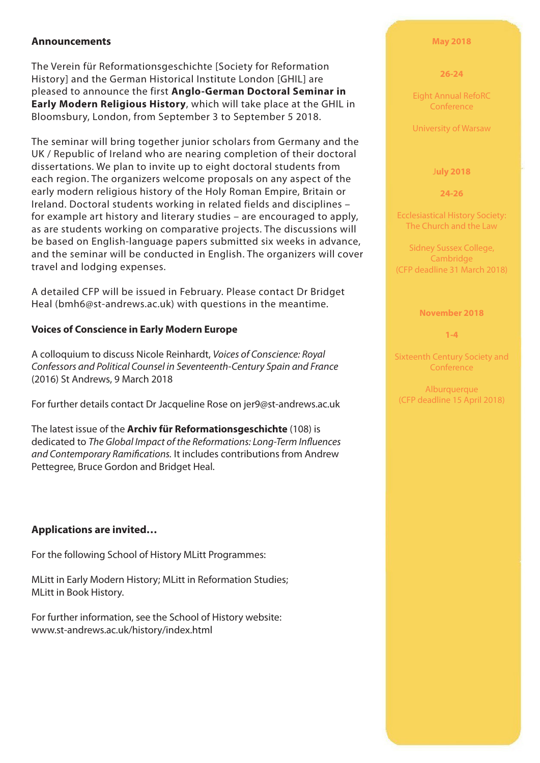## Announcements

The Verein für Reformationsgeschichte [Society for Reformation History] and the German Historical Institute London [GHIL] are pleased to announce the first **Anglo-German Doctoral Seminar in Early Modern Religious History**, which will take place at the GHIL in Bloomsbury, London, from September 3 to September 5 2018.

The seminar will bring together junior scholars from Germany and the UK / Republic of Ireland who are nearing completion of their doctoral dissertations. We plan to invite up to eight doctoral students from each region. The organizers welcome proposals on any aspect of the early modern religious history of the Holy Roman Empire, Britain or Ireland. Doctoral students working in related fields and disciplines – for example art history and literary studies – are encouraged to apply, as are students working on comparative projects. The discussions will be based on English-language papers submitted six weeks in advance, and the seminar will be conducted in English. The organizers will cover travel and lodging expenses.

A detailed CFP will be issued in February. Please contact Dr Bridget Heal (bmh6@st-andrews.ac.uk) with questions in the meantime.

### Voices of Conscience in Early Modern Europe

A colloquium to discuss Nicole Reinhardt, *Voices of Conscience: Royal Confessors and Political Counsel in Seventeenth-Century Spain and France* (2016) St Andrews, 9 March 2018

For further details contact Dr Jacqueline Rose on jer9@st-andrews.ac.uk

The latest issue of the **Archiv für Reformationsgeschichte** (108) is dedicated to *The Global Impact of the Reformations: Long-Term Influences and Contemporary Ramifications.* It includes contributions from Andrew Pettegree, Bruce Gordon and Bridget Heal.

### Applications are invited…

For the following School of History MLitt Programmes:

MLitt in Early Modern History; MLitt in Reformation Studies; MLitt in Book History.

For further information, see the School of History website: www.st-andrews.ac.uk/history/index.html

**May 2018**

**26-24**

Eight Annual RefoRC Conference

University of Warsaw

**July 2018**

**24-26**

Ecclesiastical History Society: The Church and the Law

Sidney Sussex College, Cambridge (CFP deadline 31 March 2018)

**November 2018**

**1-4**

Sixteenth Century Society and Conference

Alburquerque (CFP deadline 15 April 2018)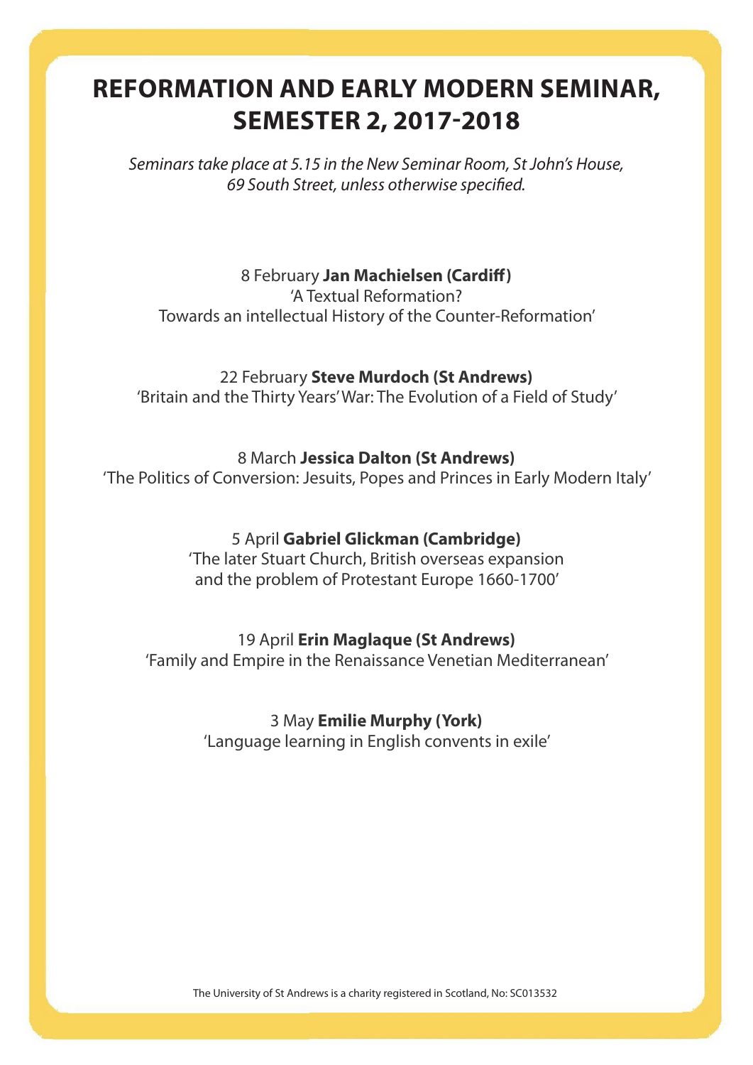# REFORMATION AND EARLY MODERN SEMINAR, SEMESTER 2, 2017-2018

*Seminars take place at 5.15 in the New Seminar Room, St John's House, 69 South Street, unless otherwise specified.*

8 February **Jan Machielsen (Cardiff)**
'A Textual Reformation?
Towards an intellectual History of the Counter-Reformation'

22 February **Steve Murdoch (St Andrews)**
'Britain and the Thirty Years' War: The Evolution of a Field of Study'

8 March **Jessica Dalton (St Andrews)**
'The Politics of Conversion: Jesuits, Popes and Princes in Early Modern Italy'

5 April **Gabriel Glickman (Cambridge)**
'The later Stuart Church, British overseas expansion
and the problem of Protestant Europe 1660-1700'

19 April **Erin Maglaque (St Andrews)**
'Family and Empire in the Renaissance Venetian Mediterranean'

3 May **Emilie Murphy (York)**
'Language learning in English convents in exile'

The University of St Andrews is a charity registered in Scotland, No: SC013532